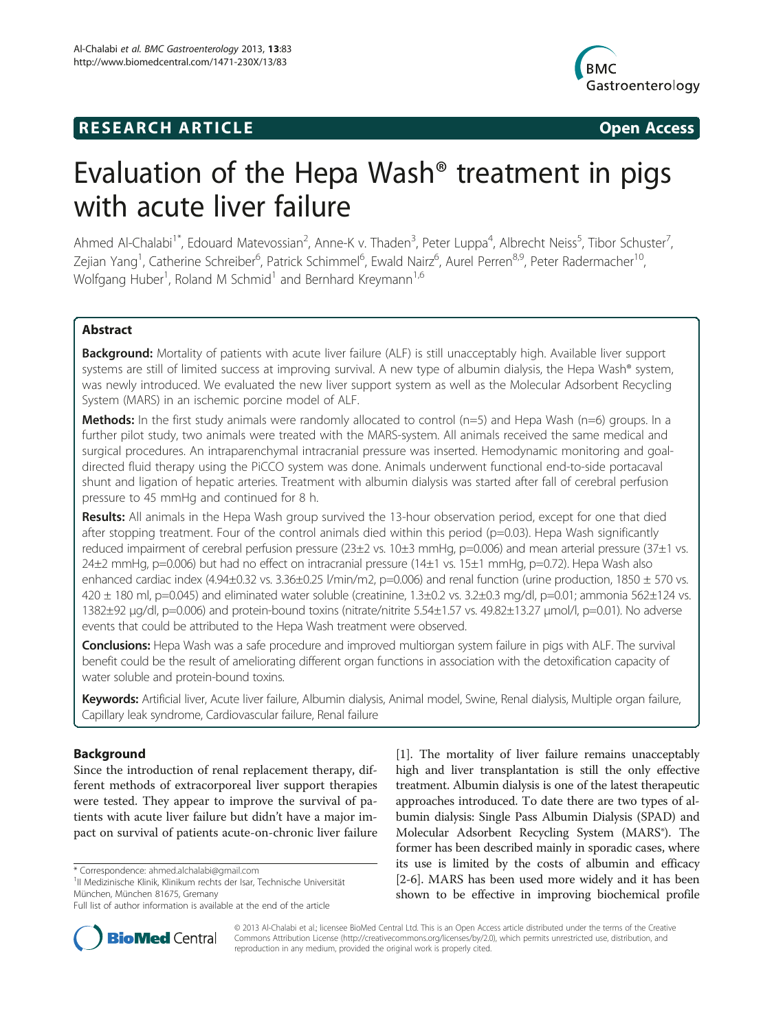RESEARCH ARTICLE **Open Access**

# Evaluation of the Hepa Wash® treatment in pigs with acute liver failure

Ahmed Al-Chalabi[1*], Edouard Matevossian[2], Anne-K v. Thaden[3], Peter Luppa[4], Albrecht Neiss[5], Tibor Schuster[7], Zejian Yang[1], Catherine Schreiber[6], Patrick Schimmel[6], Ewald Nairz[6], Aurel Perren[8,9], Peter Radermacher[10], Wolfgang Huber[1], Roland M Schmid[1] and Bernhard Kreymann[1,6]

## Abstract

**Background:** Mortality of patients with acute liver failure (ALF) is still unacceptably high. Available liver support systems are still of limited success at improving survival. A new type of albumin dialysis, the Hepa Wash® system, was newly introduced. We evaluated the new liver support system as well as the Molecular Adsorbent Recycling System (MARS) in an ischemic porcine model of ALF.

**Methods:** In the first study animals were randomly allocated to control (n=5) and Hepa Wash (n=6) groups. In a further pilot study, two animals were treated with the MARS-system. All animals received the same medical and surgical procedures. An intraparenchymal intracranial pressure was inserted. Hemodynamic monitoring and goal-directed fluid therapy using the PiCCO system was done. Animals underwent functional end-to-side portacaval shunt and ligation of hepatic arteries. Treatment with albumin dialysis was started after fall of cerebral perfusion pressure to 45 mmHg and continued for 8 h.

**Results:** All animals in the Hepa Wash group survived the 13-hour observation period, except for one that died after stopping treatment. Four of the control animals died within this period (p=0.03). Hepa Wash significantly reduced impairment of cerebral perfusion pressure (23±2 vs. 10±3 mmHg, p=0.006) and mean arterial pressure (37±1 vs. 24±2 mmHg, p=0.006) but had no effect on intracranial pressure (14±1 vs. 15±1 mmHg, p=0.72). Hepa Wash also enhanced cardiac index (4.94±0.32 vs. 3.36±0.25 l/min/m2, p=0.006) and renal function (urine production, 1850 ± 570 vs. 420 ± 180 ml, p=0.045) and eliminated water soluble (creatinine, 1.3±0.2 vs. 3.2±0.3 mg/dl, p=0.01; ammonia 562±124 vs. 1382±92 μg/dl, p=0.006) and protein-bound toxins (nitrate/nitrite 5.54±1.57 vs. 49.82±13.27 μmol/l, p=0.01). No adverse events that could be attributed to the Hepa Wash treatment were observed.

**Conclusions:** Hepa Wash was a safe procedure and improved multiorgan system failure in pigs with ALF. The survival benefit could be the result of ameliorating different organ functions in association with the detoxification capacity of water soluble and protein-bound toxins.

**Keywords:** Artificial liver, Acute liver failure, Albumin dialysis, Animal model, Swine, Renal dialysis, Multiple organ failure, Capillary leak syndrome, Cardiovascular failure, Renal failure

## Background

Since the introduction of renal replacement therapy, different methods of extracorporeal liver support therapies were tested. They appear to improve the survival of patients with acute liver failure but didn't have a major impact on survival of patients acute-on-chronic liver failure [1]. The mortality of liver failure remains unacceptably high and liver transplantation is still the only effective treatment. Albumin dialysis is one of the latest therapeutic approaches introduced. To date there are two types of albumin dialysis: Single Pass Albumin Dialysis (SPAD) and Molecular Adsorbent Recycling System (MARS®). The former has been described mainly in sporadic cases, where its use is limited by the costs of albumin and efficacy [2-6]. MARS has been used more widely and it has been shown to be effective in improving biochemical profile

\* Correspondence: ahmed.alchalabi@gmail.com
[1]II Medizinische Klinik, Klinikum rechts der Isar, Technische Universität München, München 81675, Gremany
Full list of author information is available at the end of the article

© 2013 Al-Chalabi et al.; licensee BioMed Central Ltd. This is an Open Access article distributed under the terms of the Creative Commons Attribution License (http://creativecommons.org/licenses/by/2.0), which permits unrestricted use, distribution, and reproduction in any medium, provided the original work is properly cited.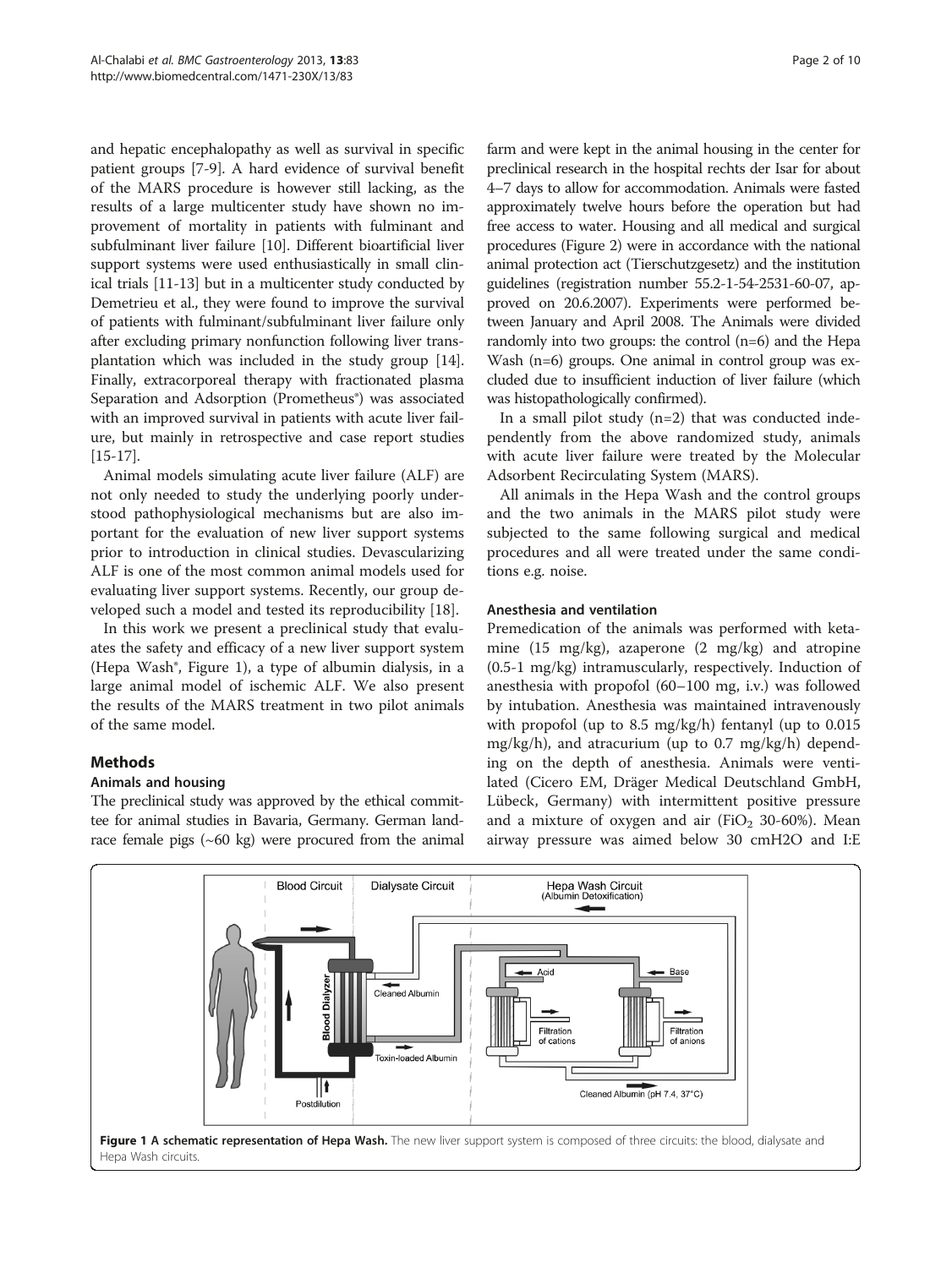and hepatic encephalopathy as well as survival in specific patient groups [7-9]. A hard evidence of survival benefit of the MARS procedure is however still lacking, as the results of a large multicenter study have shown no improvement of mortality in patients with fulminant and subfulminant liver failure [10]. Different bioartificial liver support systems were used enthusiastically in small clinical trials [11-13] but in a multicenter study conducted by Demetrieu et al., they were found to improve the survival of patients with fulminant/subfulminant liver failure only after excluding primary nonfunction following liver transplantation which was included in the study group [14]. Finally, extracorporeal therapy with fractionated plasma Separation and Adsorption (Prometheus®) was associated with an improved survival in patients with acute liver failure, but mainly in retrospective and case report studies [15-17].

Animal models simulating acute liver failure (ALF) are not only needed to study the underlying poorly understood pathophysiological mechanisms but are also important for the evaluation of new liver support systems prior to introduction in clinical studies. Devascularizing ALF is one of the most common animal models used for evaluating liver support systems. Recently, our group developed such a model and tested its reproducibility [18].

In this work we present a preclinical study that evaluates the safety and efficacy of a new liver support system (Hepa Wash®, Figure 1), a type of albumin dialysis, in a large animal model of ischemic ALF. We also present the results of the MARS treatment in two pilot animals of the same model.

## Methods

### Animals and housing

The preclinical study was approved by the ethical committee for animal studies in Bavaria, Germany. German landrace female pigs (~60 kg) were procured from the animal farm and were kept in the animal housing in the center for preclinical research in the hospital rechts der Isar for about 4–7 days to allow for accommodation. Animals were fasted approximately twelve hours before the operation but had free access to water. Housing and all medical and surgical procedures (Figure 2) were in accordance with the national animal protection act (Tierschutzgesetz) and the institution guidelines (registration number 55.2-1-54-2531-60-07, approved on 20.6.2007). Experiments were performed between January and April 2008. The Animals were divided randomly into two groups: the control (n=6) and the Hepa Wash (n=6) groups. One animal in control group was excluded due to insufficient induction of liver failure (which was histopathologically confirmed).

In a small pilot study (n=2) that was conducted independently from the above randomized study, animals with acute liver failure were treated by the Molecular Adsorbent Recirculating System (MARS).

All animals in the Hepa Wash and the control groups and the two animals in the MARS pilot study were subjected to the same following surgical and medical procedures and all were treated under the same conditions e.g. noise.

### Anesthesia and ventilation

Premedication of the animals was performed with ketamine (15 mg/kg), azaperone (2 mg/kg) and atropine (0.5-1 mg/kg) intramuscularly, respectively. Induction of anesthesia with propofol (60–100 mg, i.v.) was followed by intubation. Anesthesia was maintained intravenously with propofol (up to 8.5 mg/kg/h) fentanyl (up to 0.015 mg/kg/h), and atracurium (up to 0.7 mg/kg/h) depending on the depth of anesthesia. Animals were ventilated (Cicero EM, Dräger Medical Deutschland GmbH, Lübeck, Germany) with intermittent positive pressure and a mixture of oxygen and air ($FiO_2$ 30-60%). Mean airway pressure was aimed below 30 cmH2O and I:E

**Figure 1 A schematic representation of Hepa Wash.** The new liver support system is composed of three circuits: the blood, dialysate and Hepa Wash circuits.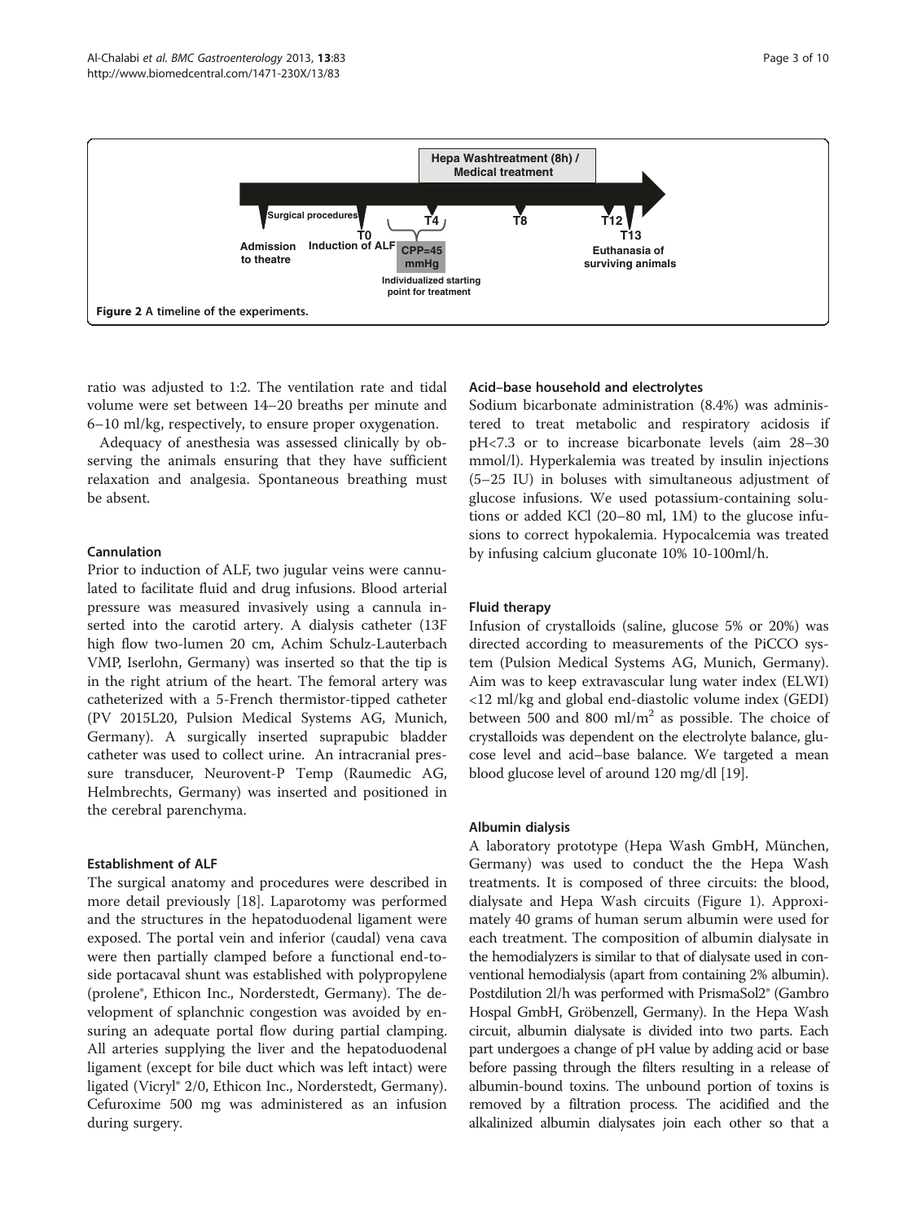Figure 2 A timeline of the experiments.

ratio was adjusted to 1:2. The ventilation rate and tidal volume were set between 14–20 breaths per minute and 6–10 ml/kg, respectively, to ensure proper oxygenation.

Adequacy of anesthesia was assessed clinically by observing the animals ensuring that they have sufficient relaxation and analgesia. Spontaneous breathing must be absent.

### Cannulation

Prior to induction of ALF, two jugular veins were cannulated to facilitate fluid and drug infusions. Blood arterial pressure was measured invasively using a cannula inserted into the carotid artery. A dialysis catheter (13F high flow two-lumen 20 cm, Achim Schulz-Lauterbach VMP, Iserlohn, Germany) was inserted so that the tip is in the right atrium of the heart. The femoral artery was catheterized with a 5-French thermistor-tipped catheter (PV 2015L20, Pulsion Medical Systems AG, Munich, Germany). A surgically inserted suprapubic bladder catheter was used to collect urine. An intracranial pressure transducer, Neurovent-P Temp (Raumedic AG, Helmbrechts, Germany) was inserted and positioned in the cerebral parenchyma.

### Establishment of ALF

The surgical anatomy and procedures were described in more detail previously [18]. Laparotomy was performed and the structures in the hepatoduodenal ligament were exposed. The portal vein and inferior (caudal) vena cava were then partially clamped before a functional end-to-side portacaval shunt was established with polypropylene (prolene®, Ethicon Inc., Norderstedt, Germany). The development of splanchnic congestion was avoided by ensuring an adequate portal flow during partial clamping. All arteries supplying the liver and the hepatoduodenal ligament (except for bile duct which was left intact) were ligated (Vicryl® 2/0, Ethicon Inc., Norderstedt, Germany). Cefuroxime 500 mg was administered as an infusion during surgery.

### Acid–base household and electrolytes

Sodium bicarbonate administration (8.4%) was administered to treat metabolic and respiratory acidosis if pH<7.3 or to increase bicarbonate levels (aim 28–30 mmol/l). Hyperkalemia was treated by insulin injections (5–25 IU) in boluses with simultaneous adjustment of glucose infusions. We used potassium-containing solutions or added KCl (20–80 ml, 1M) to the glucose infusions to correct hypokalemia. Hypocalcemia was treated by infusing calcium gluconate 10% 10-100ml/h.

### Fluid therapy

Infusion of crystalloids (saline, glucose 5% or 20%) was directed according to measurements of the PiCCO system (Pulsion Medical Systems AG, Munich, Germany). Aim was to keep extravascular lung water index (ELWI) <12 ml/kg and global end-diastolic volume index (GEDI) between 500 and 800 ml/m$^2$ as possible. The choice of crystalloids was dependent on the electrolyte balance, glucose level and acid–base balance. We targeted a mean blood glucose level of around 120 mg/dl [19].

### Albumin dialysis

A laboratory prototype (Hepa Wash GmbH, München, Germany) was used to conduct the the Hepa Wash treatments. It is composed of three circuits: the blood, dialysate and Hepa Wash circuits (Figure 1). Approximately 40 grams of human serum albumin were used for each treatment. The composition of albumin dialysate in the hemodialyzers is similar to that of dialysate used in conventional hemodialysis (apart from containing 2% albumin). Postdilution 2l/h was performed with PrismaSol2® (Gambro Hospal GmbH, Gröbenzell, Germany). In the Hepa Wash circuit, albumin dialysate is divided into two parts. Each part undergoes a change of pH value by adding acid or base before passing through the filters resulting in a release of albumin-bound toxins. The unbound portion of toxins is removed by a filtration process. The acidified and the alkalinized albumin dialysates join each other so that a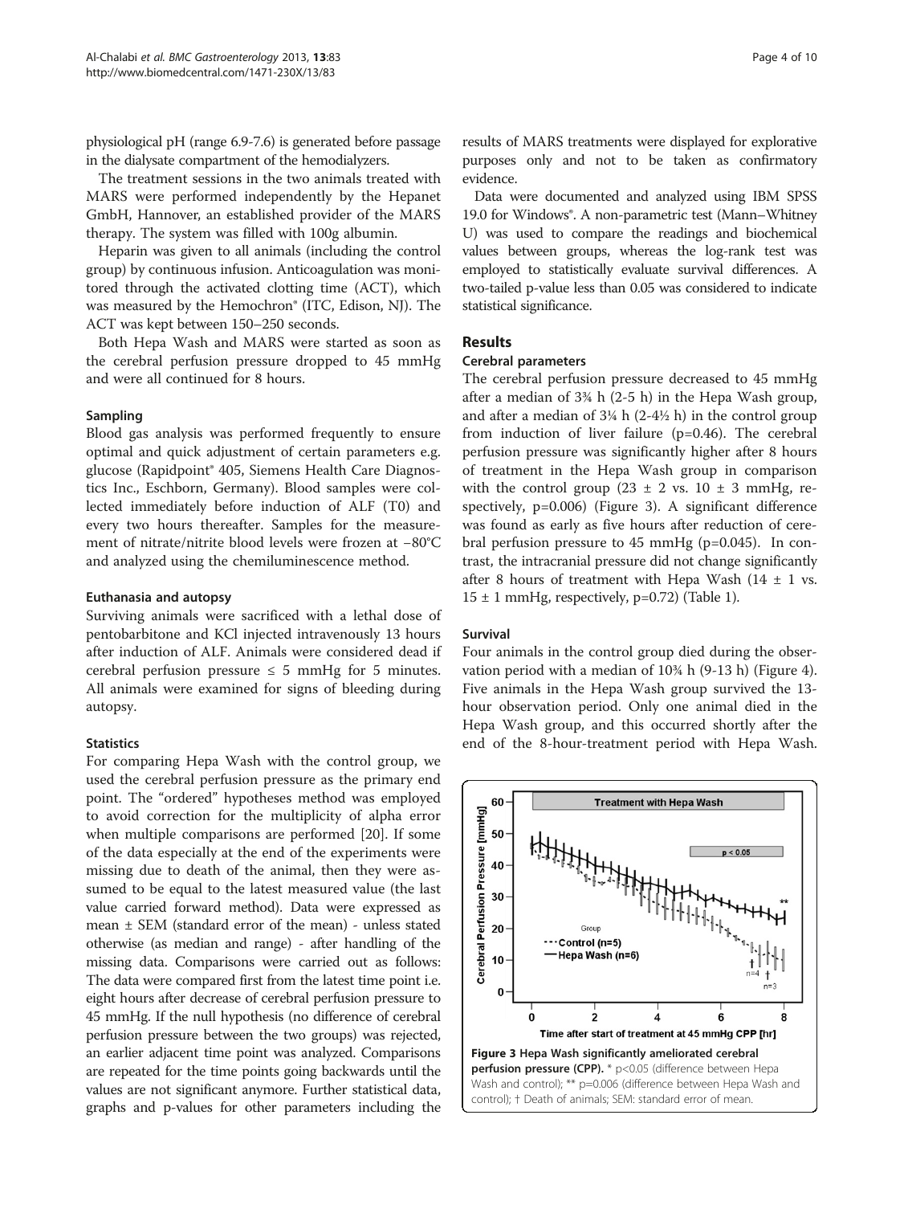physiological pH (range 6.9-7.6) is generated before passage in the dialysate compartment of the hemodialyzers.

The treatment sessions in the two animals treated with MARS were performed independently by the Hepanet GmbH, Hannover, an established provider of the MARS therapy. The system was filled with 100g albumin.

Heparin was given to all animals (including the control group) by continuous infusion. Anticoagulation was monitored through the activated clotting time (ACT), which was measured by the Hemochron® (ITC, Edison, NJ). The ACT was kept between 150–250 seconds.

Both Hepa Wash and MARS were started as soon as the cerebral perfusion pressure dropped to 45 mmHg and were all continued for 8 hours.

### Sampling

Blood gas analysis was performed frequently to ensure optimal and quick adjustment of certain parameters e.g. glucose (Rapidpoint® 405, Siemens Health Care Diagnostics Inc., Eschborn, Germany). Blood samples were collected immediately before induction of ALF (T0) and every two hours thereafter. Samples for the measurement of nitrate/nitrite blood levels were frozen at −80°C and analyzed using the chemiluminescence method.

### Euthanasia and autopsy

Surviving animals were sacrificed with a lethal dose of pentobarbitone and KCl injected intravenously 13 hours after induction of ALF. Animals were considered dead if cerebral perfusion pressure ≤ 5 mmHg for 5 minutes. All animals were examined for signs of bleeding during autopsy.

### Statistics

For comparing Hepa Wash with the control group, we used the cerebral perfusion pressure as the primary end point. The "ordered" hypotheses method was employed to avoid correction for the multiplicity of alpha error when multiple comparisons are performed [20]. If some of the data especially at the end of the experiments were missing due to death of the animal, then they were assumed to be equal to the latest measured value (the last value carried forward method). Data were expressed as mean ± SEM (standard error of the mean) - unless stated otherwise (as median and range) - after handling of the missing data. Comparisons were carried out as follows: The data were compared first from the latest time point i.e. eight hours after decrease of cerebral perfusion pressure to 45 mmHg. If the null hypothesis (no difference of cerebral perfusion pressure between the two groups) was rejected, an earlier adjacent time point was analyzed. Comparisons are repeated for the time points going backwards until the values are not significant anymore. Further statistical data, graphs and p-values for other parameters including the results of MARS treatments were displayed for explorative purposes only and not to be taken as confirmatory evidence.

Data were documented and analyzed using IBM SPSS 19.0 for Windows®. A non-parametric test (Mann–Whitney U) was used to compare the readings and biochemical values between groups, whereas the log-rank test was employed to statistically evaluate survival differences. A two-tailed p-value less than 0.05 was considered to indicate statistical significance.

## Results

### Cerebral parameters

The cerebral perfusion pressure decreased to 45 mmHg after a median of 3¾ h (2-5 h) in the Hepa Wash group, and after a median of 3¼ h (2-4½ h) in the control group from induction of liver failure (p=0.46). The cerebral perfusion pressure was significantly higher after 8 hours of treatment in the Hepa Wash group in comparison with the control group (23 ± 2 vs. 10 ± 3 mmHg, respectively, p=0.006) (Figure 3). A significant difference was found as early as five hours after reduction of cerebral perfusion pressure to 45 mmHg (p=0.045). In contrast, the intracranial pressure did not change significantly after 8 hours of treatment with Hepa Wash (14 ± 1 vs. 15 ± 1 mmHg, respectively, p=0.72) (Table 1).

### Survival

Four animals in the control group died during the observation period with a median of 10¾ h (9-13 h) (Figure 4). Five animals in the Hepa Wash group survived the 13-hour observation period. Only one animal died in the Hepa Wash group, and this occurred shortly after the end of the 8-hour-treatment period with Hepa Wash.

**Figure 3 Hepa Wash significantly ameliorated cerebral perfusion pressure (CPP).** * p<0.05 (difference between Hepa Wash and control); ** p=0.006 (difference between Hepa Wash and control); † Death of animals; SEM: standard error of mean.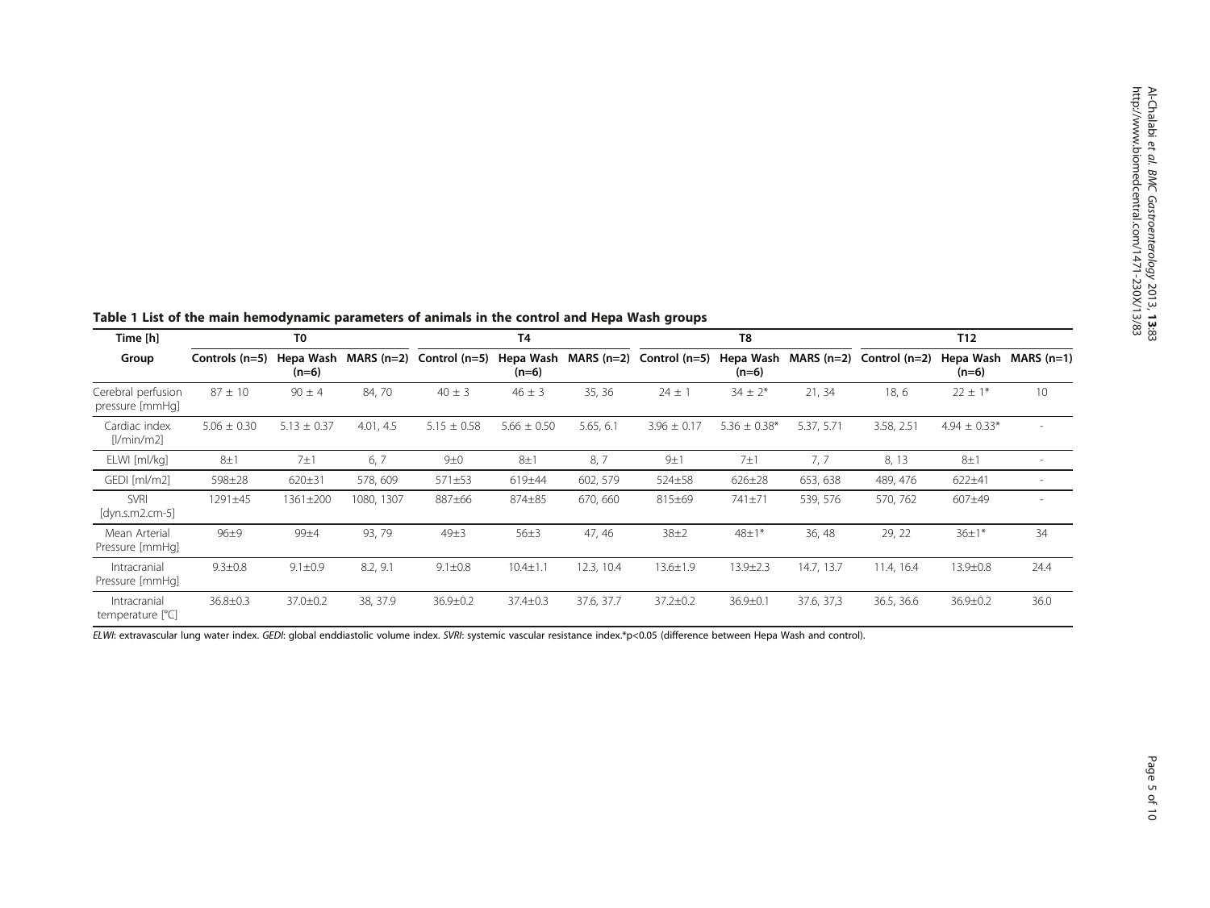**Table 1 List of the main hemodynamic parameters of animals in the control and Hepa Wash groups**

| Time [h] | T0 | | | T4 | | | T8 | | | T12 | | |
|---|---|---|---|---|---|---|---|---|---|---|---|---|
| Group | Controls (n=5) | Hepa Wash (n=6) | MARS (n=2) | Control (n=5) | Hepa Wash (n=6) | MARS (n=2) | Control (n=5) | Hepa Wash (n=6) | MARS (n=2) | Control (n=2) | Hepa Wash (n=6) | MARS (n=1) |
| Cerebral perfusion pressure [mmHg] | 87 ± 10 | 90 ± 4 | 84, 70 | 40 ± 3 | 46 ± 3 | 35, 36 | 24 ± 1 | 34 ± 2* | 21, 34 | 18, 6 | 22 ± 1* | 10 |
| Cardiac index [l/min/m2] | 5.06 ± 0.30 | 5.13 ± 0.37 | 4.01, 4.5 | 5.15 ± 0.58 | 5.66 ± 0.50 | 5.65, 6.1 | 3.96 ± 0.17 | 5.36 ± 0.38* | 5.37, 5.71 | 3.58, 2.51 | 4.94 ± 0.33* | - |
| ELWI [ml/kg] | 8±1 | 7±1 | 6, 7 | 9±0 | 8±1 | 8, 7 | 9±1 | 7±1 | 7, 7 | 8, 13 | 8±1 | - |
| GEDI [ml/m2] | 598±28 | 620±31 | 578, 609 | 571±53 | 619±44 | 602, 579 | 524±58 | 626±28 | 653, 638 | 489, 476 | 622±41 | - |
| SVRI [dyn.s.m2.cm-5] | 1291±45 | 1361±200 | 1080, 1307 | 887±66 | 874±85 | 670, 660 | 815±69 | 741±71 | 539, 576 | 570, 762 | 607±49 | - |
| Mean Arterial Pressure [mmHg] | 96±9 | 99±4 | 93, 79 | 49±3 | 56±3 | 47, 46 | 38±2 | 48±1* | 36, 48 | 29, 22 | 36±1* | 34 |
| Intracranial Pressure [mmHg] | 9.3±0.8 | 9.1±0.9 | 8.2, 9.1 | 9.1±0.8 | 10.4±1.1 | 12.3, 10.4 | 13.6±1.9 | 13.9±2.3 | 14.7, 13.7 | 11.4, 16.4 | 13.9±0.8 | 24.4 |
| Intracranial temperature [°C] | 36.8±0.3 | 37.0±0.2 | 38, 37.9 | 36.9±0.2 | 37.4±0.3 | 37.6, 37.7 | 37.2±0.2 | 36.9±0.1 | 37.6, 37,3 | 36.5, 36.6 | 36.9±0.2 | 36.0 |

*ELWI*: extravascular lung water index. *GEDI*: global enddiastolic volume index. *SVRI*: systemic vascular resistance index.*$p<0.05$ (difference between Hepa Wash and control).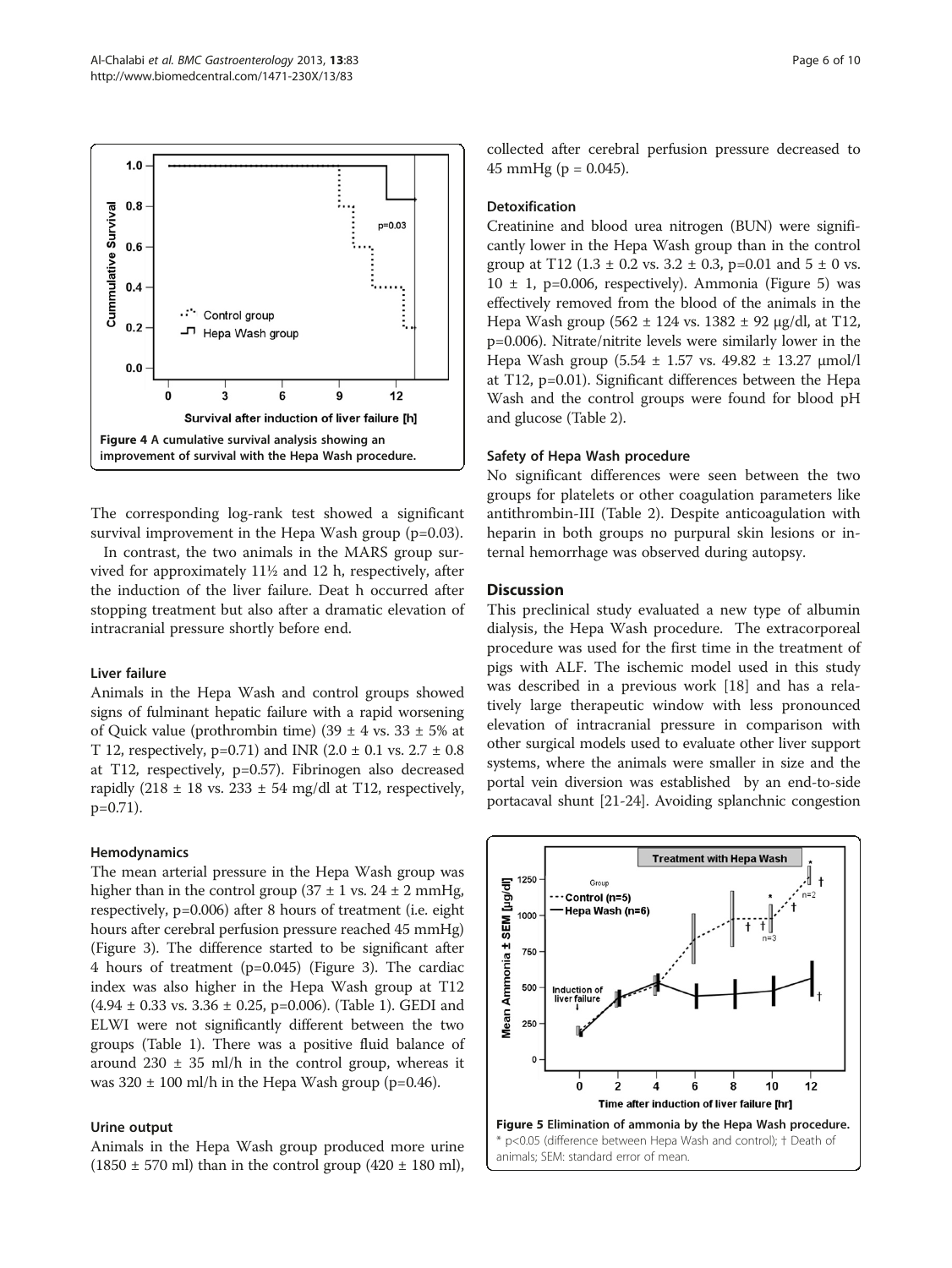Figure 4 A cumulative survival analysis showing an improvement of survival with the Hepa Wash procedure.

The corresponding log-rank test showed a significant survival improvement in the Hepa Wash group (p=0.03).

In contrast, the two animals in the MARS group survived for approximately 11½ and 12 h, respectively, after the induction of the liver failure. Deat h occurred after stopping treatment but also after a dramatic elevation of intracranial pressure shortly before end.

### Liver failure

Animals in the Hepa Wash and control groups showed signs of fulminant hepatic failure with a rapid worsening of Quick value (prothrombin time) (39 ± 4 vs. 33 ± 5% at T 12, respectively, p=0.71) and INR (2.0 ± 0.1 vs. 2.7 ± 0.8 at T12, respectively, p=0.57). Fibrinogen also decreased rapidly (218 ± 18 vs. 233 ± 54 mg/dl at T12, respectively, p=0.71).

### Hemodynamics

The mean arterial pressure in the Hepa Wash group was higher than in the control group (37 ± 1 vs. 24 ± 2 mmHg, respectively, p=0.006) after 8 hours of treatment (i.e. eight hours after cerebral perfusion pressure reached 45 mmHg) (Figure 3). The difference started to be significant after 4 hours of treatment (p=0.045) (Figure 3). The cardiac index was also higher in the Hepa Wash group at T12 (4.94 ± 0.33 vs. 3.36 ± 0.25, p=0.006). (Table 1). GEDI and ELWI were not significantly different between the two groups (Table 1). There was a positive fluid balance of around 230 ± 35 ml/h in the control group, whereas it was 320 ± 100 ml/h in the Hepa Wash group (p=0.46).

### Urine output

Animals in the Hepa Wash group produced more urine (1850 ± 570 ml) than in the control group (420 ± 180 ml), collected after cerebral perfusion pressure decreased to 45 mmHg (p = 0.045).

### Detoxification

Creatinine and blood urea nitrogen (BUN) were significantly lower in the Hepa Wash group than in the control group at T12 (1.3 ± 0.2 vs. 3.2 ± 0.3, p=0.01 and 5 ± 0 vs. 10 ± 1, p=0.006, respectively). Ammonia (Figure 5) was effectively removed from the blood of the animals in the Hepa Wash group (562 ± 124 vs. 1382 ± 92 μg/dl, at T12, p=0.006). Nitrate/nitrite levels were similarly lower in the Hepa Wash group (5.54 ± 1.57 vs. 49.82 ± 13.27 μmol/l at T12, p=0.01). Significant differences between the Hepa Wash and the control groups were found for blood pH and glucose (Table 2).

### Safety of Hepa Wash procedure

No significant differences were seen between the two groups for platelets or other coagulation parameters like antithrombin-III (Table 2). Despite anticoagulation with heparin in both groups no purpural skin lesions or internal hemorrhage was observed during autopsy.

## Discussion

This preclinical study evaluated a new type of albumin dialysis, the Hepa Wash procedure. The extracorporeal procedure was used for the first time in the treatment of pigs with ALF. The ischemic model used in this study was described in a previous work [18] and has a relatively large therapeutic window with less pronounced elevation of intracranial pressure in comparison with other surgical models used to evaluate other liver support systems, where the animals were smaller in size and the portal vein diversion was established by an end-to-side portacaval shunt [21-24]. Avoiding splanchnic congestion

Figure 5 Elimination of ammonia by the Hepa Wash procedure. * p<0.05 (difference between Hepa Wash and control); † Death of animals; SEM: standard error of mean.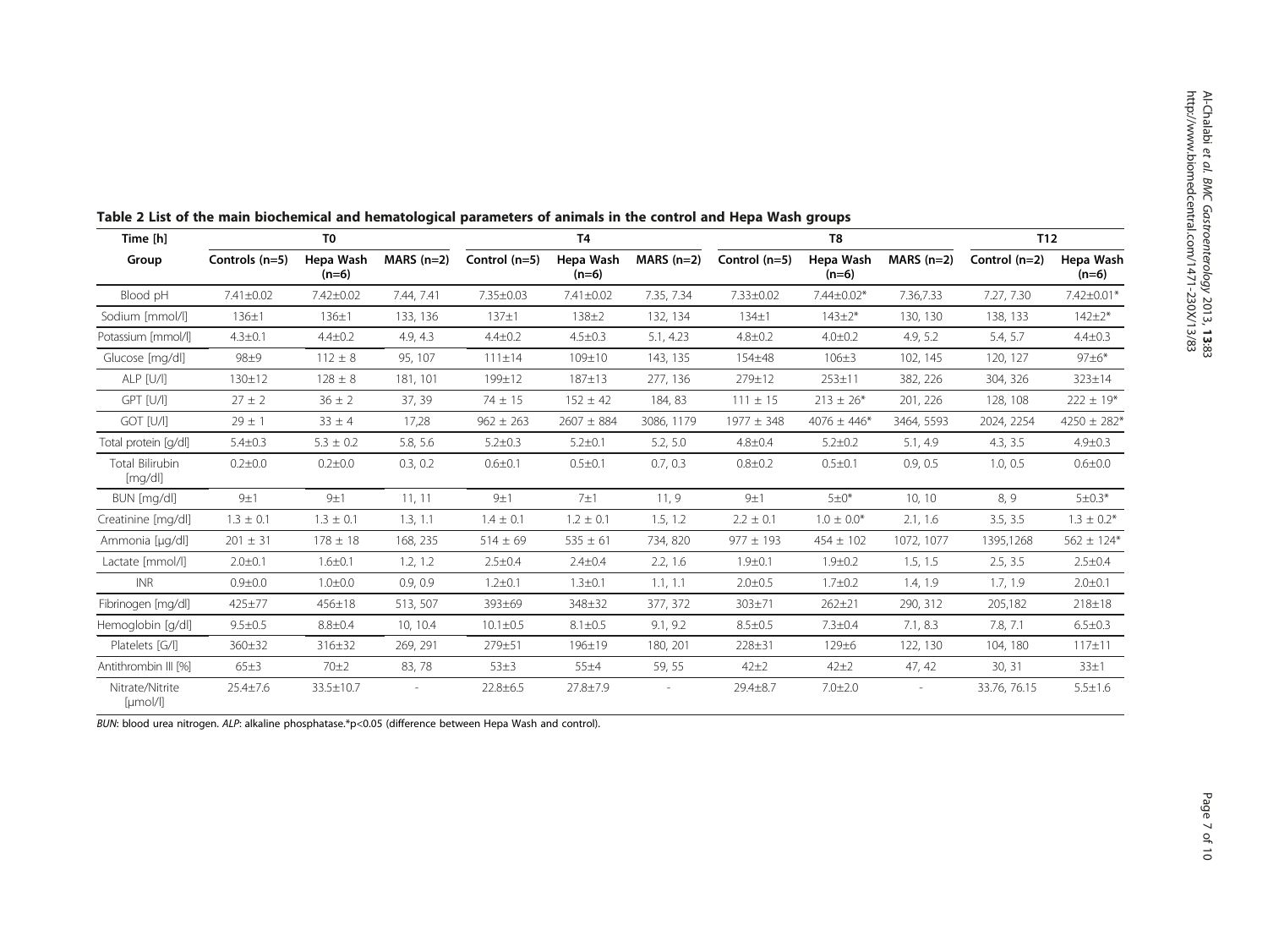**Table 2 List of the main biochemical and hematological parameters of animals in the control and Hepa Wash groups**

| Time [h] | T0 | | | T4 | | | T8 | | | T12 | |
|---|---|---|---|---|---|---|---|---|---|---|---|
| Group | Controls (n=5) | Hepa Wash (n=6) | MARS (n=2) | Control (n=5) | Hepa Wash (n=6) | MARS (n=2) | Control (n=5) | Hepa Wash (n=6) | MARS (n=2) | Control (n=2) | Hepa Wash (n=6) |
| Blood pH | 7.41±0.02 | 7.42±0.02 | 7.44, 7.41 | 7.35±0.03 | 7.41±0.02 | 7.35, 7.34 | 7.33±0.02 | 7.44±0.02* | 7.36,7.33 | 7.27, 7.30 | 7.42±0.01* |
| Sodium [mmol/l] | 136±1 | 136±1 | 133, 136 | 137±1 | 138±2 | 132, 134 | 134±1 | 143±2* | 130, 130 | 138, 133 | 142±2* |
| Potassium [mmol/l] | 4.3±0.1 | 4.4±0.2 | 4.9, 4.3 | 4.4±0.2 | 4.5±0.3 | 5.1, 4.23 | 4.8±0.2 | 4.0±0.2 | 4.9, 5.2 | 5.4, 5.7 | 4.4±0.3 |
| Glucose [mg/dl] | 98±9 | 112 ± 8 | 95, 107 | 111±14 | 109±10 | 143, 135 | 154±48 | 106±3 | 102, 145 | 120, 127 | 97±6* |
| ALP [U/l] | 130±12 | 128 ± 8 | 181, 101 | 199±12 | 187±13 | 277, 136 | 279±12 | 253±11 | 382, 226 | 304, 326 | 323±14 |
| GPT [U/l] | 27 ± 2 | 36 ± 2 | 37, 39 | 74 ± 15 | 152 ± 42 | 184, 83 | 111 ± 15 | 213 ± 26* | 201, 226 | 128, 108 | 222 ± 19* |
| GOT [U/l] | 29 ± 1 | 33 ± 4 | 17,28 | 962 ± 263 | 2607 ± 884 | 3086, 1179 | 1977 ± 348 | 4076 ± 446* | 3464, 5593 | 2024, 2254 | 4250 ± 282* |
| Total protein [g/dl] | 5.4±0.3 | 5.3 ± 0.2 | 5.8, 5.6 | 5.2±0.3 | 5.2±0.1 | 5.2, 5.0 | 4.8±0.4 | 5.2±0.2 | 5.1, 4.9 | 4.3, 3.5 | 4.9±0.3 |
| Total Bilirubin [mg/dl] | 0.2±0.0 | 0.2±0.0 | 0.3, 0.2 | 0.6±0.1 | 0.5±0.1 | 0.7, 0.3 | 0.8±0.2 | 0.5±0.1 | 0.9, 0.5 | 1.0, 0.5 | 0.6±0.0 |
| BUN [mg/dl] | 9±1 | 9±1 | 11, 11 | 9±1 | 7±1 | 11, 9 | 9±1 | 5±0* | 10, 10 | 8, 9 | 5±0.3* |
| Creatinine [mg/dl] | 1.3 ± 0.1 | 1.3 ± 0.1 | 1.3, 1.1 | 1.4 ± 0.1 | 1.2 ± 0.1 | 1.5, 1.2 | 2.2 ± 0.1 | 1.0 ± 0.0* | 2.1, 1.6 | 3.5, 3.5 | 1.3 ± 0.2* |
| Ammonia [µg/dl] | 201 ± 31 | 178 ± 18 | 168, 235 | 514 ± 69 | 535 ± 61 | 734, 820 | 977 ± 193 | 454 ± 102 | 1072, 1077 | 1395,1268 | 562 ± 124* |
| Lactate [mmol/l] | 2.0±0.1 | 1.6±0.1 | 1.2, 1.2 | 2.5±0.4 | 2.4±0.4 | 2.2, 1.6 | 1.9±0.1 | 1.9±0.2 | 1.5, 1.5 | 2.5, 3.5 | 2.5±0.4 |
| INR | 0.9±0.0 | 1.0±0.0 | 0.9, 0.9 | 1.2±0.1 | 1.3±0.1 | 1.1, 1.1 | 2.0±0.5 | 1.7±0.2 | 1.4, 1.9 | 1.7, 1.9 | 2.0±0.1 |
| Fibrinogen [mg/dl] | 425±77 | 456±18 | 513, 507 | 393±69 | 348±32 | 377, 372 | 303±71 | 262±21 | 290, 312 | 205,182 | 218±18 |
| Hemoglobin [g/dl] | 9.5±0.5 | 8.8±0.4 | 10, 10.4 | 10.1±0.5 | 8.1±0.5 | 9.1, 9.2 | 8.5±0.5 | 7.3±0.4 | 7.1, 8.3 | 7.8, 7.1 | 6.5±0.3 |
| Platelets [G/l] | 360±32 | 316±32 | 269, 291 | 279±51 | 196±19 | 180, 201 | 228±31 | 129±6 | 122, 130 | 104, 180 | 117±11 |
| Antithrombin III [%] | 65±3 | 70±2 | 83, 78 | 53±3 | 55±4 | 59, 55 | 42±2 | 42±2 | 47, 42 | 30, 31 | 33±1 |
| Nitrate/Nitrite [µmol/l] | 25.4±7.6 | 33.5±10.7 | - | 22.8±6.5 | 27.8±7.9 | - | 29.4±8.7 | 7.0±2.0 | - | 33.76, 76.15 | 5.5±1.6 |

*BUN*: blood urea nitrogen. *ALP*: alkaline phosphatase.*p<0.05 (difference between Hepa Wash and control).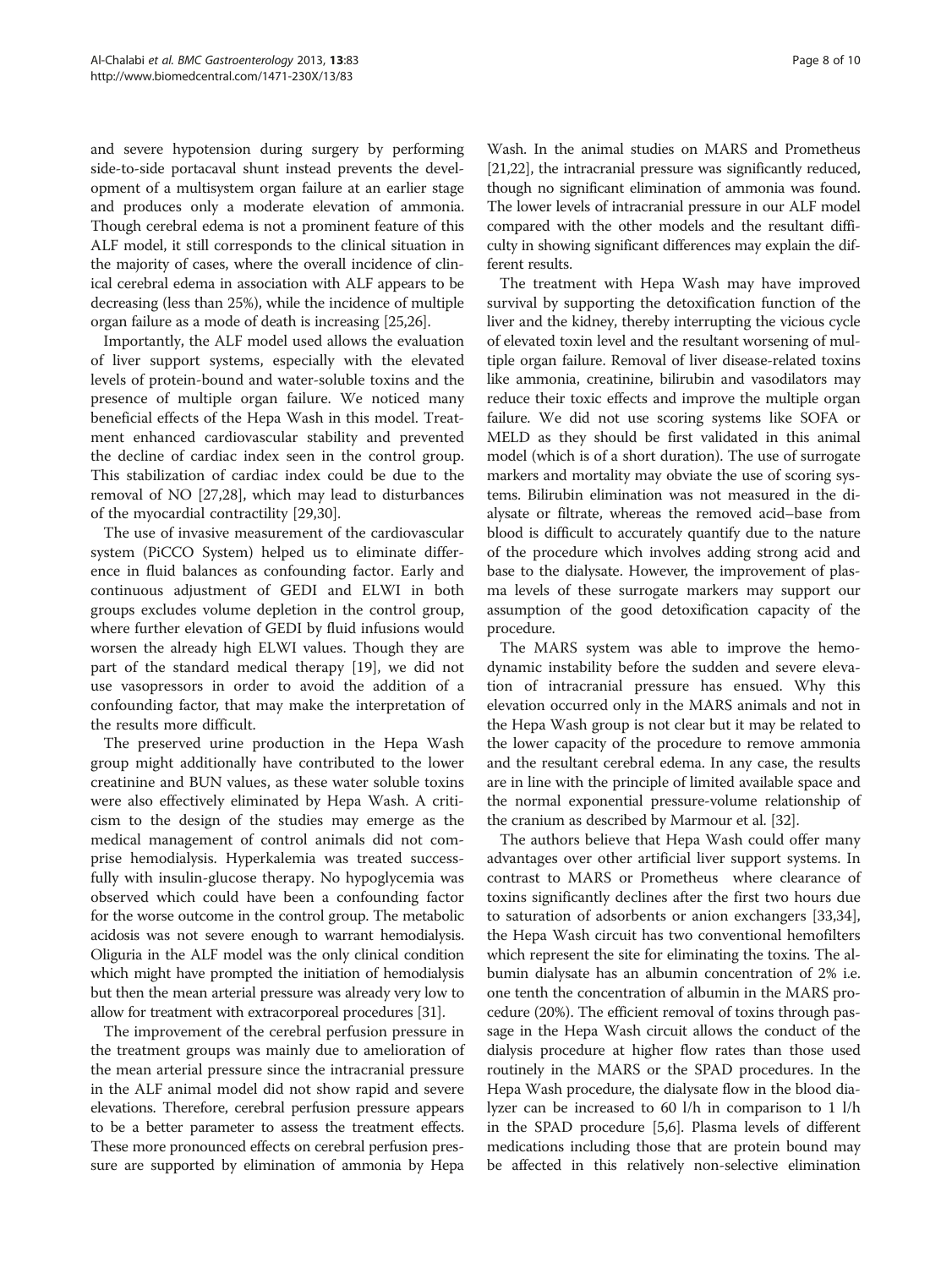and severe hypotension during surgery by performing side-to-side portacaval shunt instead prevents the development of a multisystem organ failure at an earlier stage and produces only a moderate elevation of ammonia. Though cerebral edema is not a prominent feature of this ALF model, it still corresponds to the clinical situation in the majority of cases, where the overall incidence of clinical cerebral edema in association with ALF appears to be decreasing (less than 25%), while the incidence of multiple organ failure as a mode of death is increasing [25,26].

Importantly, the ALF model used allows the evaluation of liver support systems, especially with the elevated levels of protein-bound and water-soluble toxins and the presence of multiple organ failure. We noticed many beneficial effects of the Hepa Wash in this model. Treatment enhanced cardiovascular stability and prevented the decline of cardiac index seen in the control group. This stabilization of cardiac index could be due to the removal of NO [27,28], which may lead to disturbances of the myocardial contractility [29,30].

The use of invasive measurement of the cardiovascular system (PiCCO System) helped us to eliminate difference in fluid balances as confounding factor. Early and continuous adjustment of GEDI and ELWI in both groups excludes volume depletion in the control group, where further elevation of GEDI by fluid infusions would worsen the already high ELWI values. Though they are part of the standard medical therapy [19], we did not use vasopressors in order to avoid the addition of a confounding factor, that may make the interpretation of the results more difficult.

The preserved urine production in the Hepa Wash group might additionally have contributed to the lower creatinine and BUN values, as these water soluble toxins were also effectively eliminated by Hepa Wash. A criticism to the design of the studies may emerge as the medical management of control animals did not comprise hemodialysis. Hyperkalemia was treated successfully with insulin-glucose therapy. No hypoglycemia was observed which could have been a confounding factor for the worse outcome in the control group. The metabolic acidosis was not severe enough to warrant hemodialysis. Oliguria in the ALF model was the only clinical condition which might have prompted the initiation of hemodialysis but then the mean arterial pressure was already very low to allow for treatment with extracorporeal procedures [31].

The improvement of the cerebral perfusion pressure in the treatment groups was mainly due to amelioration of the mean arterial pressure since the intracranial pressure in the ALF animal model did not show rapid and severe elevations. Therefore, cerebral perfusion pressure appears to be a better parameter to assess the treatment effects. These more pronounced effects on cerebral perfusion pressure are supported by elimination of ammonia by Hepa Wash. In the animal studies on MARS and Prometheus [21,22], the intracranial pressure was significantly reduced, though no significant elimination of ammonia was found. The lower levels of intracranial pressure in our ALF model compared with the other models and the resultant difficulty in showing significant differences may explain the different results.

The treatment with Hepa Wash may have improved survival by supporting the detoxification function of the liver and the kidney, thereby interrupting the vicious cycle of elevated toxin level and the resultant worsening of multiple organ failure. Removal of liver disease-related toxins like ammonia, creatinine, bilirubin and vasodilators may reduce their toxic effects and improve the multiple organ failure. We did not use scoring systems like SOFA or MELD as they should be first validated in this animal model (which is of a short duration). The use of surrogate markers and mortality may obviate the use of scoring systems. Bilirubin elimination was not measured in the dialysate or filtrate, whereas the removed acid–base from blood is difficult to accurately quantify due to the nature of the procedure which involves adding strong acid and base to the dialysate. However, the improvement of plasma levels of these surrogate markers may support our assumption of the good detoxification capacity of the procedure.

The MARS system was able to improve the hemodynamic instability before the sudden and severe elevation of intracranial pressure has ensued. Why this elevation occurred only in the MARS animals and not in the Hepa Wash group is not clear but it may be related to the lower capacity of the procedure to remove ammonia and the resultant cerebral edema. In any case, the results are in line with the principle of limited available space and the normal exponential pressure-volume relationship of the cranium as described by Marmour et al. [32].

The authors believe that Hepa Wash could offer many advantages over other artificial liver support systems. In contrast to MARS or Prometheus where clearance of toxins significantly declines after the first two hours due to saturation of adsorbents or anion exchangers [33,34], the Hepa Wash circuit has two conventional hemofilters which represent the site for eliminating the toxins. The albumin dialysate has an albumin concentration of 2% i.e. one tenth the concentration of albumin in the MARS procedure (20%). The efficient removal of toxins through passage in the Hepa Wash circuit allows the conduct of the dialysis procedure at higher flow rates than those used routinely in the MARS or the SPAD procedures. In the Hepa Wash procedure, the dialysate flow in the blood dialyzer can be increased to 60 l/h in comparison to 1 l/h in the SPAD procedure [5,6]. Plasma levels of different medications including those that are protein bound may be affected in this relatively non-selective elimination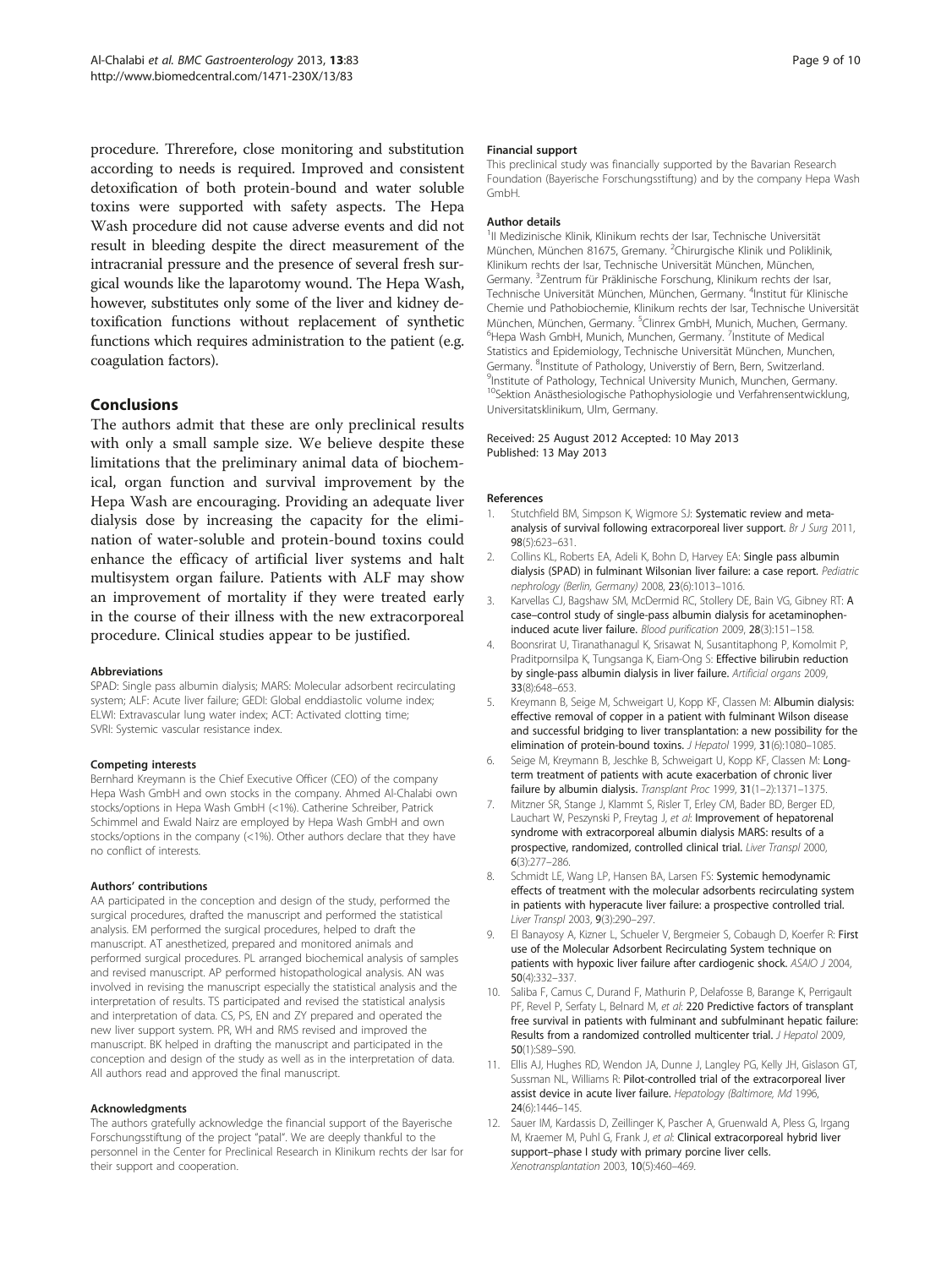procedure. Threrefore, close monitoring and substitution according to needs is required. Improved and consistent detoxification of both protein-bound and water soluble toxins were supported with safety aspects. The Hepa Wash procedure did not cause adverse events and did not result in bleeding despite the direct measurement of the intracranial pressure and the presence of several fresh surgical wounds like the laparotomy wound. The Hepa Wash, however, substitutes only some of the liver and kidney detoxification functions without replacement of synthetic functions which requires administration to the patient (e.g. coagulation factors).

## Conclusions

The authors admit that these are only preclinical results with only a small sample size. We believe despite these limitations that the preliminary animal data of biochemical, organ function and survival improvement by the Hepa Wash are encouraging. Providing an adequate liver dialysis dose by increasing the capacity for the elimination of water-soluble and protein-bound toxins could enhance the efficacy of artificial liver systems and halt multisystem organ failure. Patients with ALF may show an improvement of mortality if they were treated early in the course of their illness with the new extracorporeal procedure. Clinical studies appear to be justified.

#### Abbreviations

SPAD: Single pass albumin dialysis; MARS: Molecular adsorbent recirculating system; ALF: Acute liver failure; GEDI: Global enddiastolic volume index; ELWI: Extravascular lung water index; ACT: Activated clotting time; SVRI: Systemic vascular resistance index.

#### Competing interests

Bernhard Kreymann is the Chief Executive Officer (CEO) of the company Hepa Wash GmbH and own stocks in the company. Ahmed Al-Chalabi own stocks/options in Hepa Wash GmbH (<1%). Catherine Schreiber, Patrick Schimmel and Ewald Nairz are employed by Hepa Wash GmbH and own stocks/options in the company (<1%). Other authors declare that they have no conflict of interests.

#### Authors' contributions

AA participated in the conception and design of the study, performed the surgical procedures, drafted the manuscript and performed the statistical analysis. EM performed the surgical procedures, helped to draft the manuscript. AT anesthetized, prepared and monitored animals and performed surgical procedures. PL arranged biochemical analysis of samples and revised manuscript. AP performed histopathological analysis. AN was involved in revising the manuscript especially the statistical analysis and the interpretation of results. TS participated and revised the statistical analysis and interpretation of data. CS, PS, EN and ZY prepared and operated the new liver support system. PR, WH and RMS revised and improved the manuscript. BK helped in drafting the manuscript and participated in the conception and design of the study as well as in the interpretation of data. All authors read and approved the final manuscript.

#### Acknowledgments

The authors gratefully acknowledge the financial support of the Bayerische Forschungsstiftung of the project "patal". We are deeply thankful to the personnel in the Center for Preclinical Research in Klinikum rechts der Isar for their support and cooperation.

#### Financial support

This preclinical study was financially supported by the Bavarian Research Foundation (Bayerische Forschungsstiftung) and by the company Hepa Wash GmbH.

#### Author details

[1]II Medizinische Klinik, Klinikum rechts der Isar, Technische Universität München, München 81675, Gremany. [2]Chirurgische Klinik und Poliklinik, Klinikum rechts der Isar, Technische Universität München, München, Germany. [3]Zentrum für Präklinische Forschung, Klinikum rechts der Isar, Technische Universität München, München, Germany. [4]Institut für Klinische Chemie und Pathobiochemie, Klinikum rechts der Isar, Technische Universität München, München, Germany. [5]Clinrex GmbH, Munich, Muchen, Germany. [6]Hepa Wash GmbH, Munich, Munchen, Germany. [7]Institute of Medical Statistics and Epidemiology, Technische Universität München, Munchen, Germany. [8]Institute of Pathology, Universtiy of Bern, Bern, Switzerland. [9]Institute of Pathology, Technical University Munich, Munchen, Germany. [10]Sektion Anästhesiologische Pathophysiologie und Verfahrensentwicklung, Universitatsklinikum, Ulm, Germany.

Received: 25 August 2012 Accepted: 10 May 2013
Published: 13 May 2013

#### References

1. Stutchfield BM, Simpson K, Wigmore SJ: **Systematic review and meta-analysis of survival following extracorporeal liver support.** *Br J Surg* 2011, **98**(5):623–631.
2. Collins KL, Roberts EA, Adeli K, Bohn D, Harvey EA: **Single pass albumin dialysis (SPAD) in fulminant Wilsonian liver failure: a case report.** *Pediatric nephrology (Berlin, Germany)* 2008, **23**(6):1013–1016.
3. Karvellas CJ, Bagshaw SM, McDermid RC, Stollery DE, Bain VG, Gibney RT: **A case–control study of single-pass albumin dialysis for acetaminophen-induced acute liver failure.** *Blood purification* 2009, **28**(3):151–158.
4. Boonsrirat U, Tiranathanagul K, Srisawat N, Susantitaphong P, Komolmit P, Praditpornsilpa K, Tungsanga K, Eiam-Ong S: **Effective bilirubin reduction by single-pass albumin dialysis in liver failure.** *Artificial organs* 2009, **33**(8):648–653.
5. Kreymann B, Seige M, Schweigart U, Kopp KF, Classen M: **Albumin dialysis: effective removal of copper in a patient with fulminant Wilson disease and successful bridging to liver transplantation: a new possibility for the elimination of protein-bound toxins.** *J Hepatol* 1999, **31**(6):1080–1085.
6. Seige M, Kreymann B, Jeschke B, Schweigart U, Kopp KF, Classen M: **Long-term treatment of patients with acute exacerbation of chronic liver failure by albumin dialysis.** *Transplant Proc* 1999, **31**(1–2):1371–1375.
7. Mitzner SR, Stange J, Klammt S, Risler T, Erley CM, Bader BD, Berger ED, Lauchart W, Peszynski P, Freytag J, *et al*: **Improvement of hepatorenal syndrome with extracorporeal albumin dialysis MARS: results of a prospective, randomized, controlled clinical trial.** *Liver Transpl* 2000, **6**(3):277–286.
8. Schmidt LE, Wang LP, Hansen BA, Larsen FS: **Systemic hemodynamic effects of treatment with the molecular adsorbents recirculating system in patients with hyperacute liver failure: a prospective controlled trial.** *Liver Transpl* 2003, **9**(3):290–297.
9. El Banayosy A, Kizner L, Schueler V, Bergmeier S, Cobaugh D, Koerfer R: **First use of the Molecular Adsorbent Recirculating System technique on patients with hypoxic liver failure after cardiogenic shock.** *ASAIO J* 2004, **50**(4):332–337.
10. Saliba F, Camus C, Durand F, Mathurin P, Delafosse B, Barange K, Perrigault PF, Revel P, Serfaty L, Belnard M, *et al*: **220 Predictive factors of transplant free survival in patients with fulminant and subfulminant hepatic failure: Results from a randomized controlled multicenter trial.** *J Hepatol* 2009, **50**(1):S89–S90.
11. Ellis AJ, Hughes RD, Wendon JA, Dunne J, Langley PG, Kelly JH, Gislason GT, Sussman NL, Williams R: **Pilot-controlled trial of the extracorporeal liver assist device in acute liver failure.** *Hepatology (Baltimore, Md* 1996, **24**(6):1446–145.
12. Sauer IM, Kardassis D, Zeillinger K, Pascher A, Gruenwald A, Pless G, Irgang M, Kraemer M, Puhl G, Frank J, *et al*: **Clinical extracorporeal hybrid liver support–phase I study with primary porcine liver cells.** *Xenotransplantation* 2003, **10**(5):460–469.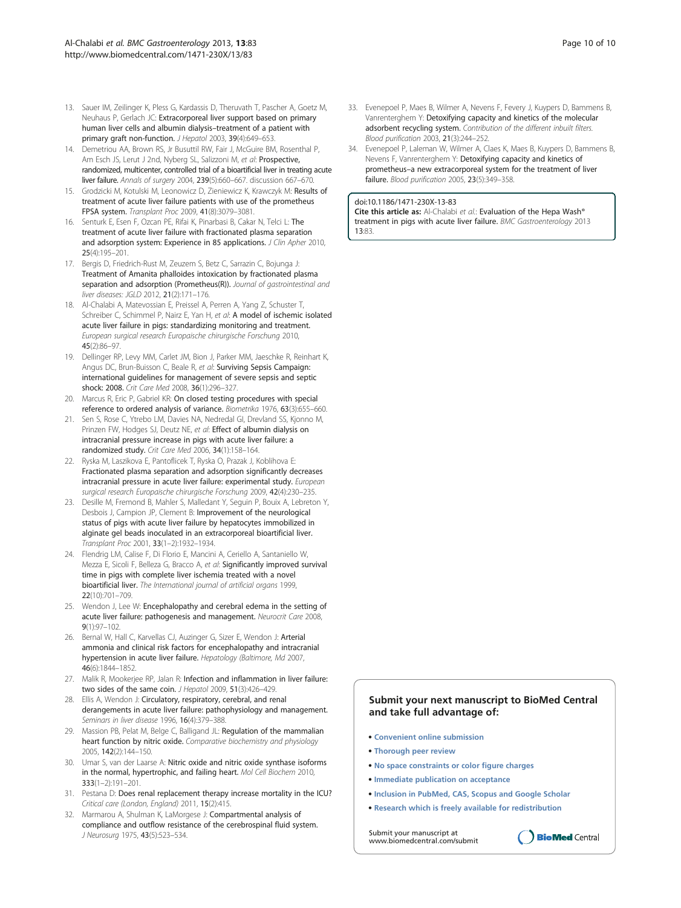13. Sauer IM, Zeilinger K, Pless G, Kardassis D, Theruvath T, Pascher A, Goetz M, Neuhaus P, Gerlach JC: **Extracorporeal liver support based on primary human liver cells and albumin dialysis–treatment of a patient with primary graft non-function.** *J Hepatol* 2003, **39**(4):649–653.
14. Demetriou AA, Brown RS, Jr Busuttil RW, Fair J, McGuire BM, Rosenthal P, Am Esch JS, Lerut J 2nd, Nyberg SL, Salizzoni M, *et al*: **Prospective, randomized, multicenter, controlled trial of a bioartificial liver in treating acute liver failure.** *Annals of surgery* 2004, **239**(5):660–667. discussion 667–670.
15. Grodzicki M, Kotulski M, Leonowicz D, Zieniewicz K, Krawczyk M: **Results of treatment of acute liver failure patients with use of the prometheus FPSA system.** *Transplant Proc* 2009, **41**(8):3079–3081.
16. Senturk E, Esen F, Ozcan PE, Rifai K, Pinarbasi B, Cakar N, Telci L: **The treatment of acute liver failure with fractionated plasma separation and adsorption system: Experience in 85 applications.** *J Clin Apher* 2010, **25**(4):195–201.
17. Bergis D, Friedrich-Rust M, Zeuzem S, Betz C, Sarrazin C, Bojunga J: **Treatment of Amanita phalloides intoxication by fractionated plasma separation and adsorption (Prometheus(R)).** *Journal of gastrointestinal and liver diseases: JGLD* 2012, **21**(2):171–176.
18. Al-Chalabi A, Matevossian E, Preissel A, Perren A, Yang Z, Schuster T, Schreiber C, Schimmel P, Nairz E, Yan H, *et al*: **A model of ischemic isolated acute liver failure in pigs: standardizing monitoring and treatment.** *European surgical research Europaische chirurgische Forschung* 2010, **45**(2):86–97.
19. Dellinger RP, Levy MM, Carlet JM, Bion J, Parker MM, Jaeschke R, Reinhart K, Angus DC, Brun-Buisson C, Beale R, *et al*: **Surviving Sepsis Campaign: international guidelines for management of severe sepsis and septic shock: 2008.** *Crit Care Med* 2008, **36**(1):296–327.
20. Marcus R, Eric P, Gabriel KR: **On closed testing procedures with special reference to ordered analysis of variance.** *Biometrika* 1976, **63**(3):655–660.
21. Sen S, Rose C, Ytrebo LM, Davies NA, Nedredal GI, Drevland SS, Kjonno M, Prinzen FW, Hodges SJ, Deutz NE, *et al*: **Effect of albumin dialysis on intracranial pressure increase in pigs with acute liver failure: a randomized study.** *Crit Care Med* 2006, **34**(1):158–164.
22. Ryska M, Laszikova E, Pantoflicek T, Ryska O, Prazak J, Koblihova E: **Fractionated plasma separation and adsorption significantly decreases intracranial pressure in acute liver failure: experimental study.** *European surgical research Europaische chirurgische Forschung* 2009, **42**(4):230–235.
23. Desille M, Fremond B, Mahler S, Malledant Y, Seguin P, Bouix A, Lebreton Y, Desbois J, Campion JP, Clement B: **Improvement of the neurological status of pigs with acute liver failure by hepatocytes immobilized in alginate gel beads inoculated in an extracorporeal bioartificial liver.** *Transplant Proc* 2001, **33**(1–2):1932–1934.
24. Flendrig LM, Calise F, Di Florio E, Mancini A, Ceriello A, Santaniello W, Mezza E, Sicoli F, Belleza G, Bracco A, *et al*: **Significantly improved survival time in pigs with complete liver ischemia treated with a novel bioartificial liver.** *The International journal of artificial organs* 1999, **22**(10):701–709.
25. Wendon J, Lee W: **Encephalopathy and cerebral edema in the setting of acute liver failure: pathogenesis and management.** *Neurocrit Care* 2008, **9**(1):97–102.
26. Bernal W, Hall C, Karvellas CJ, Auzinger G, Sizer E, Wendon J: **Arterial ammonia and clinical risk factors for encephalopathy and intracranial hypertension in acute liver failure.** *Hepatology (Baltimore, Md* 2007, **46**(6):1844–1852.
27. Malik R, Mookerjee RP, Jalan R: **Infection and inflammation in liver failure: two sides of the same coin.** *J Hepatol* 2009, **51**(3):426–429.
28. Ellis A, Wendon J: **Circulatory, respiratory, cerebral, and renal derangements in acute liver failure: pathophysiology and management.** *Seminars in liver disease* 1996, **16**(4):379–388.
29. Massion PB, Pelat M, Belge C, Balligand JL: **Regulation of the mammalian heart function by nitric oxide.** *Comparative biochemistry and physiology* 2005, **142**(2):144–150.
30. Umar S, van der Laarse A: **Nitric oxide and nitric oxide synthase isoforms in the normal, hypertrophic, and failing heart.** *Mol Cell Biochem* 2010, **333**(1–2):191–201.
31. Pestana D: **Does renal replacement therapy increase mortality in the ICU?** *Critical care (London, England)* 2011, **15**(2):415.
32. Marmarou A, Shulman K, LaMorgese J: **Compartmental analysis of compliance and outflow resistance of the cerebrospinal fluid system.** *J Neurosurg* 1975, **43**(5):523–534.
33. Evenepoel P, Maes B, Wilmer A, Nevens F, Fevery J, Kuypers D, Bammens B, Vanrenterghem Y: **Detoxifying capacity and kinetics of the molecular adsorbent recycling system.** *Contribution of the different inbuilt filters. Blood purification* 2003, **21**(3):244–252.
34. Evenepoel P, Laleman W, Wilmer A, Claes K, Maes B, Kuypers D, Bammens B, Nevens F, Vanrenterghem Y: **Detoxifying capacity and kinetics of prometheus–a new extracorporeal system for the treatment of liver failure.** *Blood purification* 2005, **23**(5):349–358.

doi:10.1186/1471-230X-13-83
**Cite this article as:** Al-Chalabi *et al.*: Evaluation of the Hepa Wash® treatment in pigs with acute liver failure. *BMC Gastroenterology* 2013 13:83.

**Submit your next manuscript to BioMed Central and take full advantage of:**

- **Convenient online submission**
- **Thorough peer review**
- **No space constraints or color figure charges**
- **Immediate publication on acceptance**
- **Inclusion in PubMed, CAS, Scopus and Google Scholar**
- **Research which is freely available for redistribution**

Submit your manuscript at
www.biomedcentral.com/submit

BioMed Central